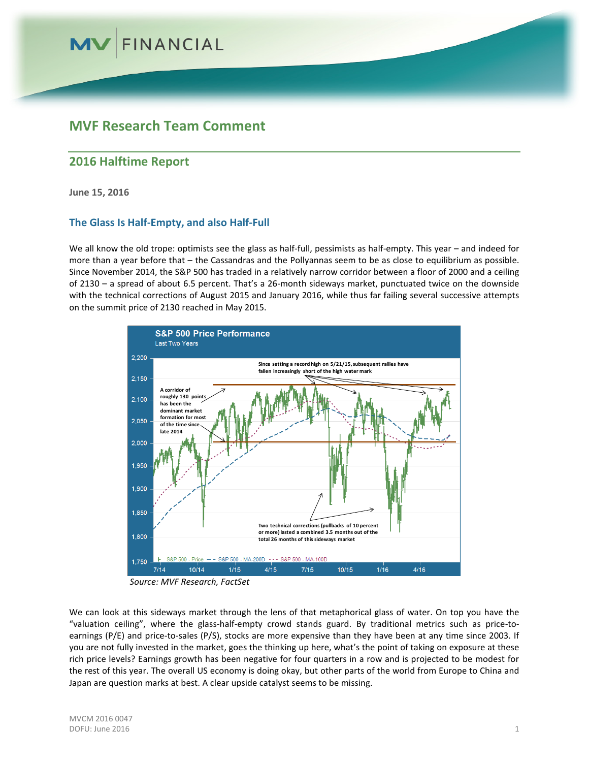# MVF Research Team Comment

## 2016 Halftime Report

**June 15, 2016**

### The Glass Is Half-Empty, and also Half-Full

We all know the old trope: optimists see the glass as half-full, pessimists as half-empty. This year – and indeed for more than a year before that – the Cassandras and the Pollyannas seem to be as close to equilibrium as possible. Since November 2014, the S&P 500 has traded in a relatively narrow corridor between a floor of 2000 and a ceiling of 2130 – a spread of about 6.5 percent. That's a 26-month sideways market, punctuated twice on the downside with the technical corrections of August 2015 and January 2016, while thus far failing several successive attempts on the summit price of 2130 reached in May 2015.

**S&P 500 Price Performance**
Last Two Years

A corridor of roughly 130 points has been the dominant market formation for most of the time since late 2014

Since setting a record high on 5/21/15, subsequent rallies have fallen increasingly short of the high water mark

Two technical corrections (pullbacks of 10 percent or more) lasted a combined 3.5 months out of the total 26 months of this sideways market

S&P 500 - Price — S&P 500 - MA-200D — S&P 500 - MA-100D

*Source: MVF Research, FactSet*

We can look at this sideways market through the lens of that metaphorical glass of water. On top you have the "valuation ceiling", where the glass-half-empty crowd stands guard. By traditional metrics such as price-to-earnings (P/E) and price-to-sales (P/S), stocks are more expensive than they have been at any time since 2003. If you are not fully invested in the market, goes the thinking up here, what's the point of taking on exposure at these rich price levels? Earnings growth has been negative for four quarters in a row and is projected to be modest for the rest of this year. The overall US economy is doing okay, but other parts of the world from Europe to China and Japan are question marks at best. A clear upside catalyst seems to be missing.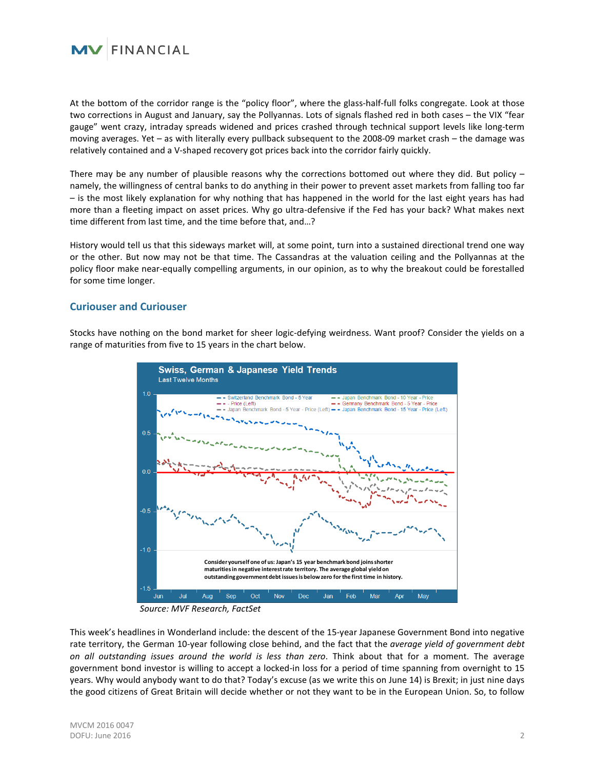At the bottom of the corridor range is the "policy floor", where the glass-half-full folks congregate. Look at those two corrections in August and January, say the Pollyannas. Lots of signals flashed red in both cases – the VIX "fear gauge" went crazy, intraday spreads widened and prices crashed through technical support levels like long-term moving averages. Yet – as with literally every pullback subsequent to the 2008-09 market crash – the damage was relatively contained and a V-shaped recovery got prices back into the corridor fairly quickly.

There may be any number of plausible reasons why the corrections bottomed out where they did. But policy – namely, the willingness of central banks to do anything in their power to prevent asset markets from falling too far – is the most likely explanation for why nothing that has happened in the world for the last eight years has had more than a fleeting impact on asset prices. Why go ultra-defensive if the Fed has your back? What makes next time different from last time, and the time before that, and…?

History would tell us that this sideways market will, at some point, turn into a sustained directional trend one way or the other. But now may not be that time. The Cassandras at the valuation ceiling and the Pollyannas at the policy floor make near-equally compelling arguments, in our opinion, as to why the breakout could be forestalled for some time longer.

## Curiouser and Curiouser

Stocks have nothing on the bond market for sheer logic-defying weirdness. Want proof? Consider the yields on a range of maturities from five to 15 years in the chart below.

**Swiss, German & Japanese Yield Trends**
Last Twelve Months

Consider yourself one of us: Japan's 15 year benchmark bond joins shorter maturities in negative interest rate territory. The average global yield on outstanding government debt issues is below zero for the first time in history.

*Source: MVF Research, FactSet*

This week's headlines in Wonderland include: the descent of the 15-year Japanese Government Bond into negative rate territory, the German 10-year following close behind, and the fact that the *average yield of government debt on all outstanding issues around the world is less than zero*. Think about that for a moment. The average government bond investor is willing to accept a locked-in loss for a period of time spanning from overnight to 15 years. Why would anybody want to do that? Today's excuse (as we write this on June 14) is Brexit; in just nine days the good citizens of Great Britain will decide whether or not they want to be in the European Union. So, to follow

MVCM 2016 0047
DOFU: June 2016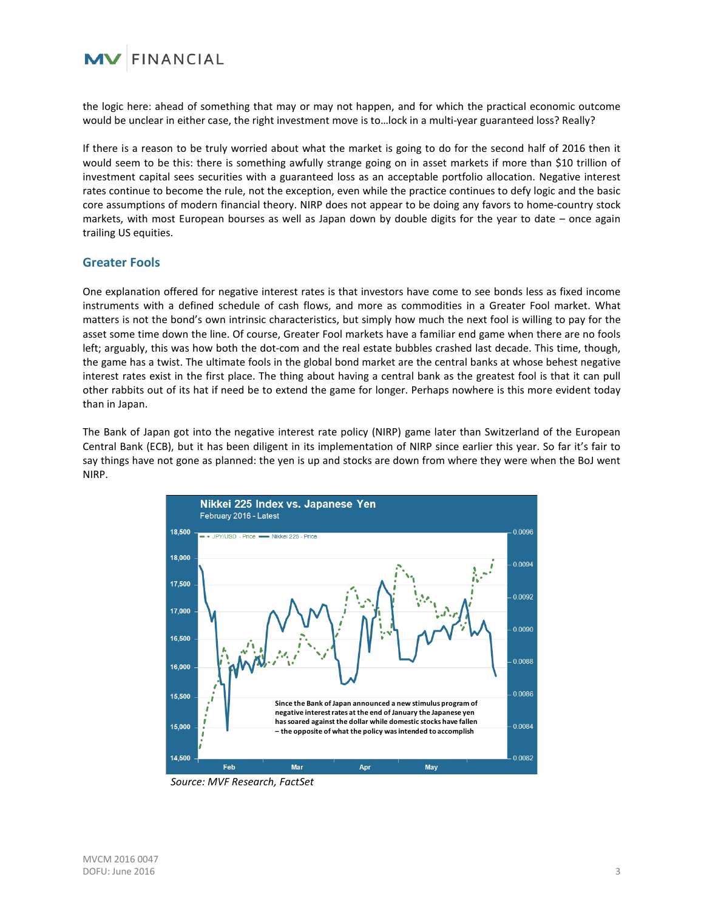the logic here: ahead of something that may or may not happen, and for which the practical economic outcome would be unclear in either case, the right investment move is to…lock in a multi-year guaranteed loss? Really?

If there is a reason to be truly worried about what the market is going to do for the second half of 2016 then it would seem to be this: there is something awfully strange going on in asset markets if more than $10 trillion of investment capital sees securities with a guaranteed loss as an acceptable portfolio allocation. Negative interest rates continue to become the rule, not the exception, even while the practice continues to defy logic and the basic core assumptions of modern financial theory. NIRP does not appear to be doing any favors to home-country stock markets, with most European bourses as well as Japan down by double digits for the year to date – once again trailing US equities.

## Greater Fools

One explanation offered for negative interest rates is that investors have come to see bonds less as fixed income instruments with a defined schedule of cash flows, and more as commodities in a Greater Fool market. What matters is not the bond's own intrinsic characteristics, but simply how much the next fool is willing to pay for the asset some time down the line. Of course, Greater Fool markets have a familiar end game when there are no fools left; arguably, this was how both the dot-com and the real estate bubbles crashed last decade. This time, though, the game has a twist. The ultimate fools in the global bond market are the central banks at whose behest negative interest rates exist in the first place. The thing about having a central bank as the greatest fool is that it can pull other rabbits out of its hat if need be to extend the game for longer. Perhaps nowhere is this more evident today than in Japan.

The Bank of Japan got into the negative interest rate policy (NIRP) game later than Switzerland of the European Central Bank (ECB), but it has been diligent in its implementation of NIRP since earlier this year. So far it's fair to say things have not gone as planned: the yen is up and stocks are down from where they were when the BoJ went NIRP.

**Nikkei 225 Index vs. Japanese Yen**
February 2016 - Latest

Since the Bank of Japan announced a new stimulus program of negative interest rates at the end of January the Japanese yen has soared against the dollar while domestic stocks have fallen – the opposite of what the policy was intended to accomplish

*Source: MVF Research, FactSet*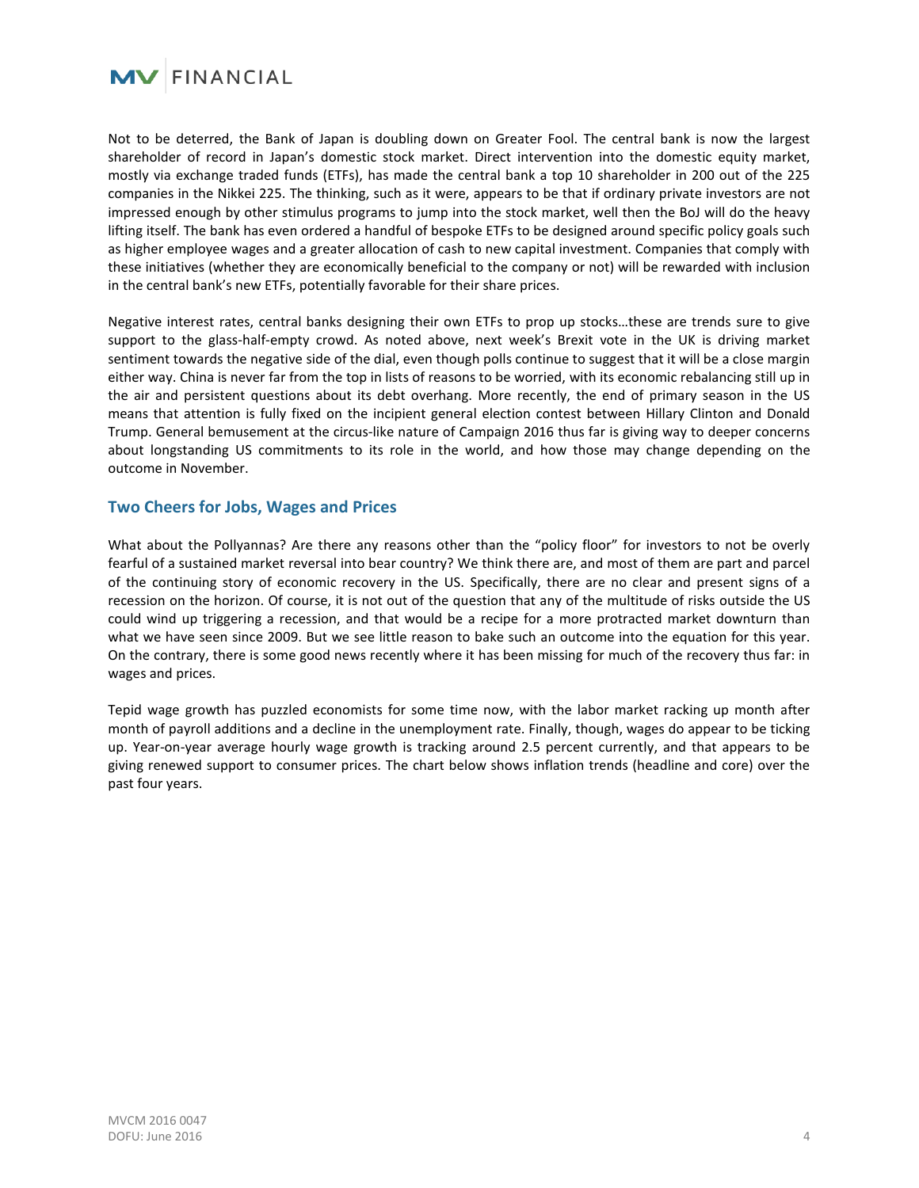Not to be deterred, the Bank of Japan is doubling down on Greater Fool. The central bank is now the largest shareholder of record in Japan's domestic stock market. Direct intervention into the domestic equity market, mostly via exchange traded funds (ETFs), has made the central bank a top 10 shareholder in 200 out of the 225 companies in the Nikkei 225. The thinking, such as it were, appears to be that if ordinary private investors are not impressed enough by other stimulus programs to jump into the stock market, well then the BoJ will do the heavy lifting itself. The bank has even ordered a handful of bespoke ETFs to be designed around specific policy goals such as higher employee wages and a greater allocation of cash to new capital investment. Companies that comply with these initiatives (whether they are economically beneficial to the company or not) will be rewarded with inclusion in the central bank's new ETFs, potentially favorable for their share prices.

Negative interest rates, central banks designing their own ETFs to prop up stocks…these are trends sure to give support to the glass-half-empty crowd. As noted above, next week's Brexit vote in the UK is driving market sentiment towards the negative side of the dial, even though polls continue to suggest that it will be a close margin either way. China is never far from the top in lists of reasons to be worried, with its economic rebalancing still up in the air and persistent questions about its debt overhang. More recently, the end of primary season in the US means that attention is fully fixed on the incipient general election contest between Hillary Clinton and Donald Trump. General bemusement at the circus-like nature of Campaign 2016 thus far is giving way to deeper concerns about longstanding US commitments to its role in the world, and how those may change depending on the outcome in November.

## Two Cheers for Jobs, Wages and Prices

What about the Pollyannas? Are there any reasons other than the "policy floor" for investors to not be overly fearful of a sustained market reversal into bear country? We think there are, and most of them are part and parcel of the continuing story of economic recovery in the US. Specifically, there are no clear and present signs of a recession on the horizon. Of course, it is not out of the question that any of the multitude of risks outside the US could wind up triggering a recession, and that would be a recipe for a more protracted market downturn than what we have seen since 2009. But we see little reason to bake such an outcome into the equation for this year. On the contrary, there is some good news recently where it has been missing for much of the recovery thus far: in wages and prices.

Tepid wage growth has puzzled economists for some time now, with the labor market racking up month after month of payroll additions and a decline in the unemployment rate. Finally, though, wages do appear to be ticking up. Year-on-year average hourly wage growth is tracking around 2.5 percent currently, and that appears to be giving renewed support to consumer prices. The chart below shows inflation trends (headline and core) over the past four years.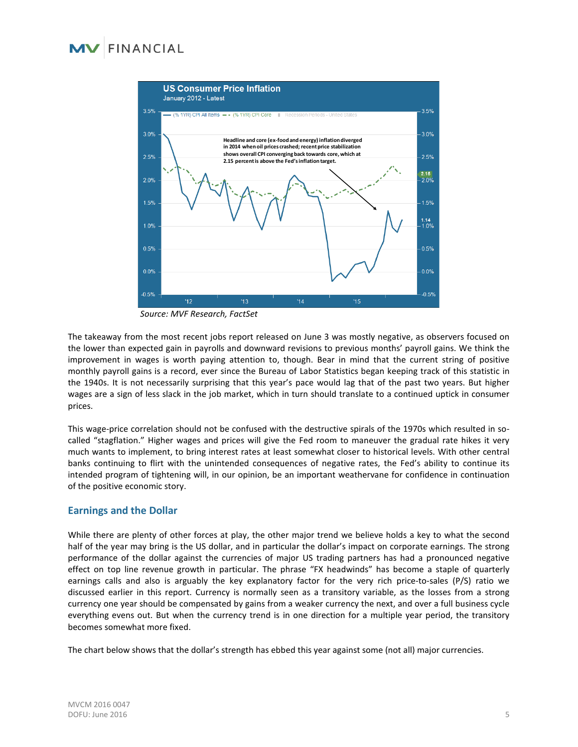Source: MVF Research, FactSet

The takeaway from the most recent jobs report released on June 3 was mostly negative, as observers focused on the lower than expected gain in payrolls and downward revisions to previous months' payroll gains. We think the improvement in wages is worth paying attention to, though. Bear in mind that the current string of positive monthly payroll gains is a record, ever since the Bureau of Labor Statistics began keeping track of this statistic in the 1940s. It is not necessarily surprising that this year's pace would lag that of the past two years. But higher wages are a sign of less slack in the job market, which in turn should translate to a continued uptick in consumer prices.

This wage-price correlation should not be confused with the destructive spirals of the 1970s which resulted in so-called "stagflation." Higher wages and prices will give the Fed room to maneuver the gradual rate hikes it very much wants to implement, to bring interest rates at least somewhat closer to historical levels. With other central banks continuing to flirt with the unintended consequences of negative rates, the Fed's ability to continue its intended program of tightening will, in our opinion, be an important weathervane for confidence in continuation of the positive economic story.

## Earnings and the Dollar

While there are plenty of other forces at play, the other major trend we believe holds a key to what the second half of the year may bring is the US dollar, and in particular the dollar's impact on corporate earnings. The strong performance of the dollar against the currencies of major US trading partners has had a pronounced negative effect on top line revenue growth in particular. The phrase "FX headwinds" has become a staple of quarterly earnings calls and also is arguably the key explanatory factor for the very rich price-to-sales (P/S) ratio we discussed earlier in this report. Currency is normally seen as a transitory variable, as the losses from a strong currency one year should be compensated by gains from a weaker currency the next, and over a full business cycle everything evens out. But when the currency trend is in one direction for a multiple year period, the transitory becomes somewhat more fixed.

The chart below shows that the dollar's strength has ebbed this year against some (not all) major currencies.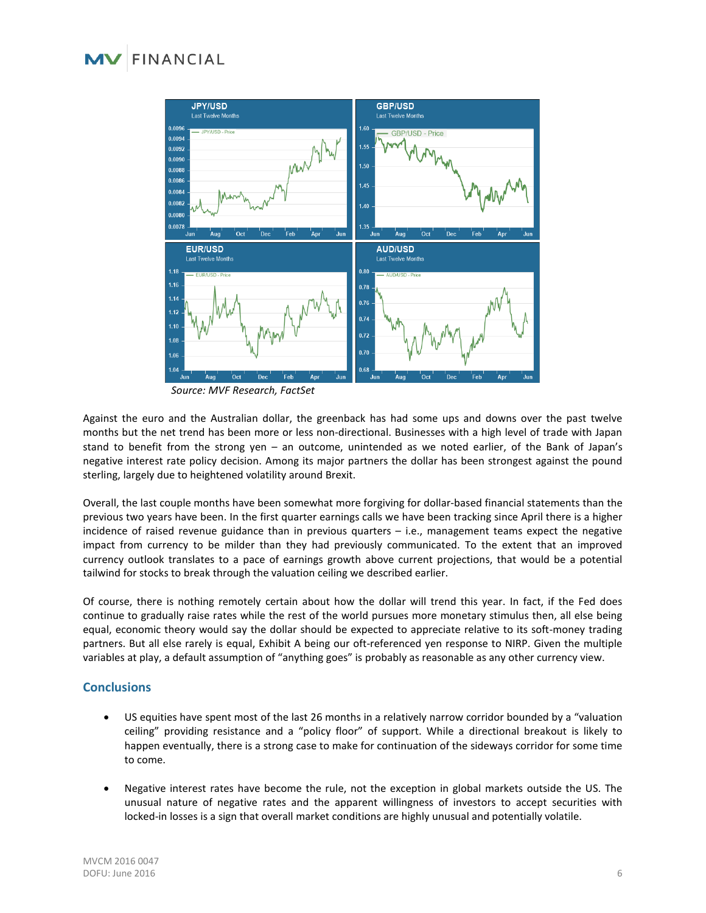Source: MVF Research, FactSet

Against the euro and the Australian dollar, the greenback has had some ups and downs over the past twelve months but the net trend has been more or less non-directional. Businesses with a high level of trade with Japan stand to benefit from the strong yen – an outcome, unintended as we noted earlier, of the Bank of Japan's negative interest rate policy decision. Among its major partners the dollar has been strongest against the pound sterling, largely due to heightened volatility around Brexit.

Overall, the last couple months have been somewhat more forgiving for dollar-based financial statements than the previous two years have been. In the first quarter earnings calls we have been tracking since April there is a higher incidence of raised revenue guidance than in previous quarters – i.e., management teams expect the negative impact from currency to be milder than they had previously communicated. To the extent that an improved currency outlook translates to a pace of earnings growth above current projections, that would be a potential tailwind for stocks to break through the valuation ceiling we described earlier.

Of course, there is nothing remotely certain about how the dollar will trend this year. In fact, if the Fed does continue to gradually raise rates while the rest of the world pursues more monetary stimulus then, all else being equal, economic theory would say the dollar should be expected to appreciate relative to its soft-money trading partners. But all else rarely is equal, Exhibit A being our oft-referenced yen response to NIRP. Given the multiple variables at play, a default assumption of "anything goes" is probably as reasonable as any other currency view.

## Conclusions

- US equities have spent most of the last 26 months in a relatively narrow corridor bounded by a "valuation ceiling" providing resistance and a "policy floor" of support. While a directional breakout is likely to happen eventually, there is a strong case to make for continuation of the sideways corridor for some time to come.

- Negative interest rates have become the rule, not the exception in global markets outside the US. The unusual nature of negative rates and the apparent willingness of investors to accept securities with locked-in losses is a sign that overall market conditions are highly unusual and potentially volatile.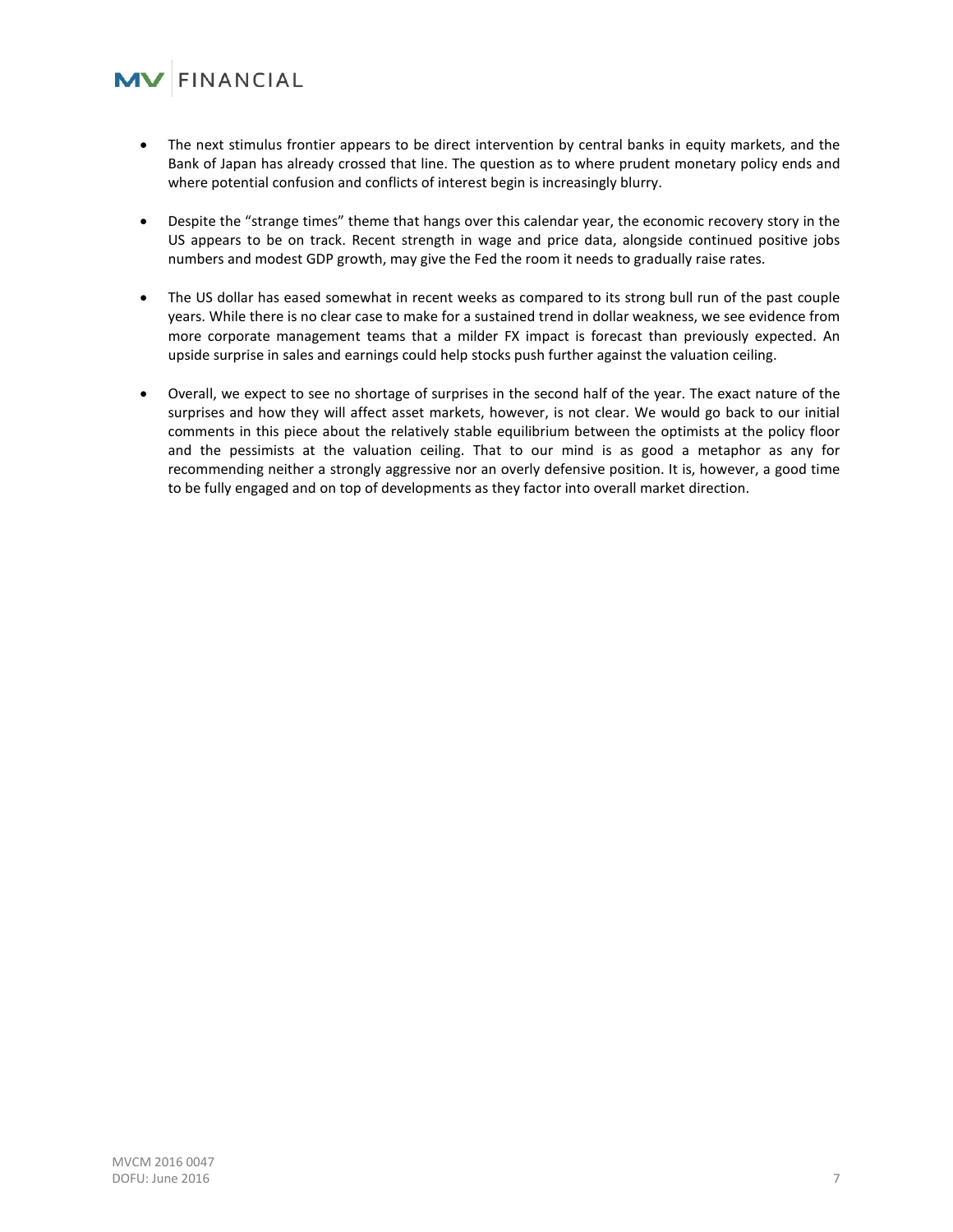- The next stimulus frontier appears to be direct intervention by central banks in equity markets, and the Bank of Japan has already crossed that line. The question as to where prudent monetary policy ends and where potential confusion and conflicts of interest begin is increasingly blurry.

- Despite the "strange times" theme that hangs over this calendar year, the economic recovery story in the US appears to be on track. Recent strength in wage and price data, alongside continued positive jobs numbers and modest GDP growth, may give the Fed the room it needs to gradually raise rates.

- The US dollar has eased somewhat in recent weeks as compared to its strong bull run of the past couple years. While there is no clear case to make for a sustained trend in dollar weakness, we see evidence from more corporate management teams that a milder FX impact is forecast than previously expected. An upside surprise in sales and earnings could help stocks push further against the valuation ceiling.

- Overall, we expect to see no shortage of surprises in the second half of the year. The exact nature of the surprises and how they will affect asset markets, however, is not clear. We would go back to our initial comments in this piece about the relatively stable equilibrium between the optimists at the policy floor and the pessimists at the valuation ceiling. That to our mind is as good a metaphor as any for recommending neither a strongly aggressive nor an overly defensive position. It is, however, a good time to be fully engaged and on top of developments as they factor into overall market direction.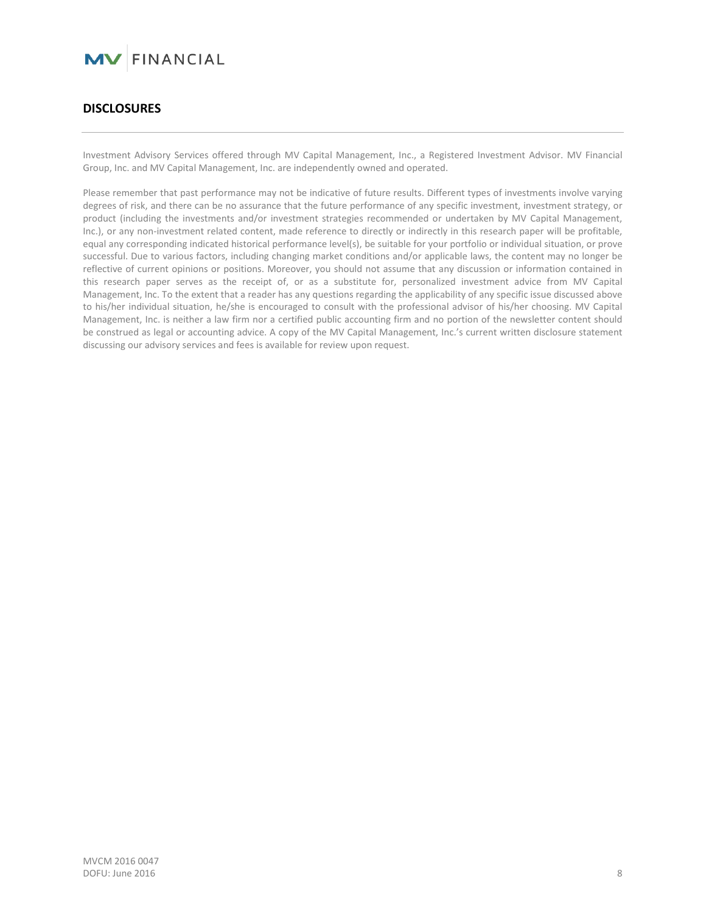## DISCLOSURES

Investment Advisory Services offered through MV Capital Management, Inc., a Registered Investment Advisor. MV Financial Group, Inc. and MV Capital Management, Inc. are independently owned and operated.

Please remember that past performance may not be indicative of future results. Different types of investments involve varying degrees of risk, and there can be no assurance that the future performance of any specific investment, investment strategy, or product (including the investments and/or investment strategies recommended or undertaken by MV Capital Management, Inc.), or any non-investment related content, made reference to directly or indirectly in this research paper will be profitable, equal any corresponding indicated historical performance level(s), be suitable for your portfolio or individual situation, or prove successful. Due to various factors, including changing market conditions and/or applicable laws, the content may no longer be reflective of current opinions or positions. Moreover, you should not assume that any discussion or information contained in this research paper serves as the receipt of, or as a substitute for, personalized investment advice from MV Capital Management, Inc. To the extent that a reader has any questions regarding the applicability of any specific issue discussed above to his/her individual situation, he/she is encouraged to consult with the professional advisor of his/her choosing. MV Capital Management, Inc. is neither a law firm nor a certified public accounting firm and no portion of the newsletter content should be construed as legal or accounting advice. A copy of the MV Capital Management, Inc.'s current written disclosure statement discussing our advisory services and fees is available for review upon request.

MVCM 2016 0047
DOFU: June 2016